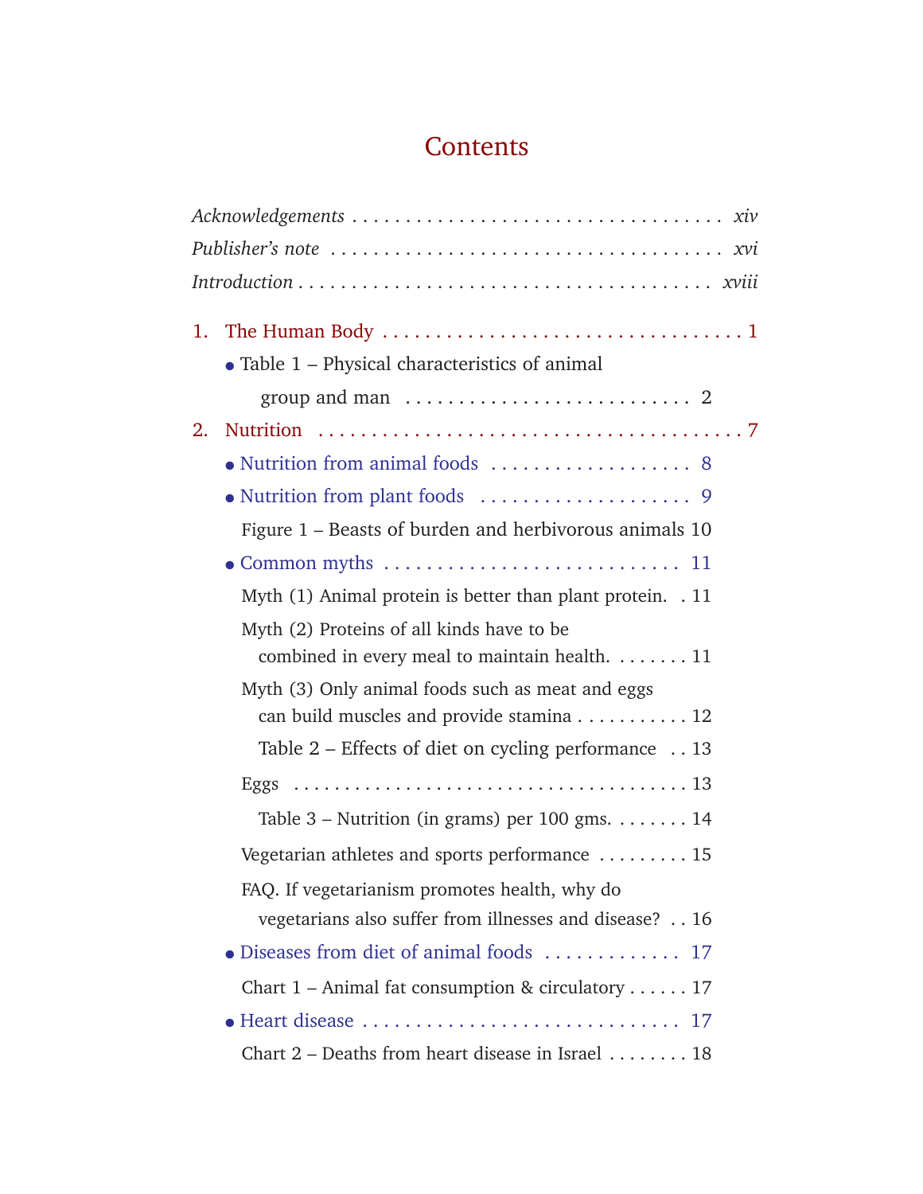# Contents

*Acknowledgements* . . . . . . . . . . . . . . . . . . . . . . . . . . . . . . . . . . . . *xiv*

*Publisher's note* . . . . . . . . . . . . . . . . . . . . . . . . . . . . . . . . . . . . *xvi*

*Introduction* . . . . . . . . . . . . . . . . . . . . . . . . . . . . . . . . . . . . . . *xviii*

1. The Human Body . . . . . . . . . . . . . . . . . . . . . . . . . . . . . . . . . 1
   - Table 1 – Physical characteristics of animal group and man . . . . . . . . . . . . . . . . . . . . . . . . . . . 2
2. Nutrition . . . . . . . . . . . . . . . . . . . . . . . . . . . . . . . . . . . . . . 7
   - Nutrition from animal foods . . . . . . . . . . . . . . . . . . . . 8
   - Nutrition from plant foods . . . . . . . . . . . . . . . . . . . . . 9

     Figure 1 – Beasts of burden and herbivorous animals 10
   - Common myths . . . . . . . . . . . . . . . . . . . . . . . . . . . . 11

     Myth (1) Animal protein is better than plant protein. . 11

     Myth (2) Proteins of all kinds have to be combined in every meal to maintain health. . . . . . . . 11

     Myth (3) Only animal foods such as meat and eggs can build muscles and provide stamina . . . . . . . . . . . 12

     Table 2 – Effects of diet on cycling performance . . 13

     Eggs . . . . . . . . . . . . . . . . . . . . . . . . . . . . . . . . . . . . . 13

     Table 3 – Nutrition (in grams) per 100 gms. . . . . . . . 14

     Vegetarian athletes and sports performance . . . . . . . . . 15

     FAQ. If vegetarianism promotes health, why do vegetarians also suffer from illnesses and disease? . . 16
   - Diseases from diet of animal foods . . . . . . . . . . . . . 17

     Chart 1 – Animal fat consumption & circulatory . . . . . . 17
   - Heart disease . . . . . . . . . . . . . . . . . . . . . . . . . . . . . . 17

     Chart 2 – Deaths from heart disease in Israel . . . . . . . . 18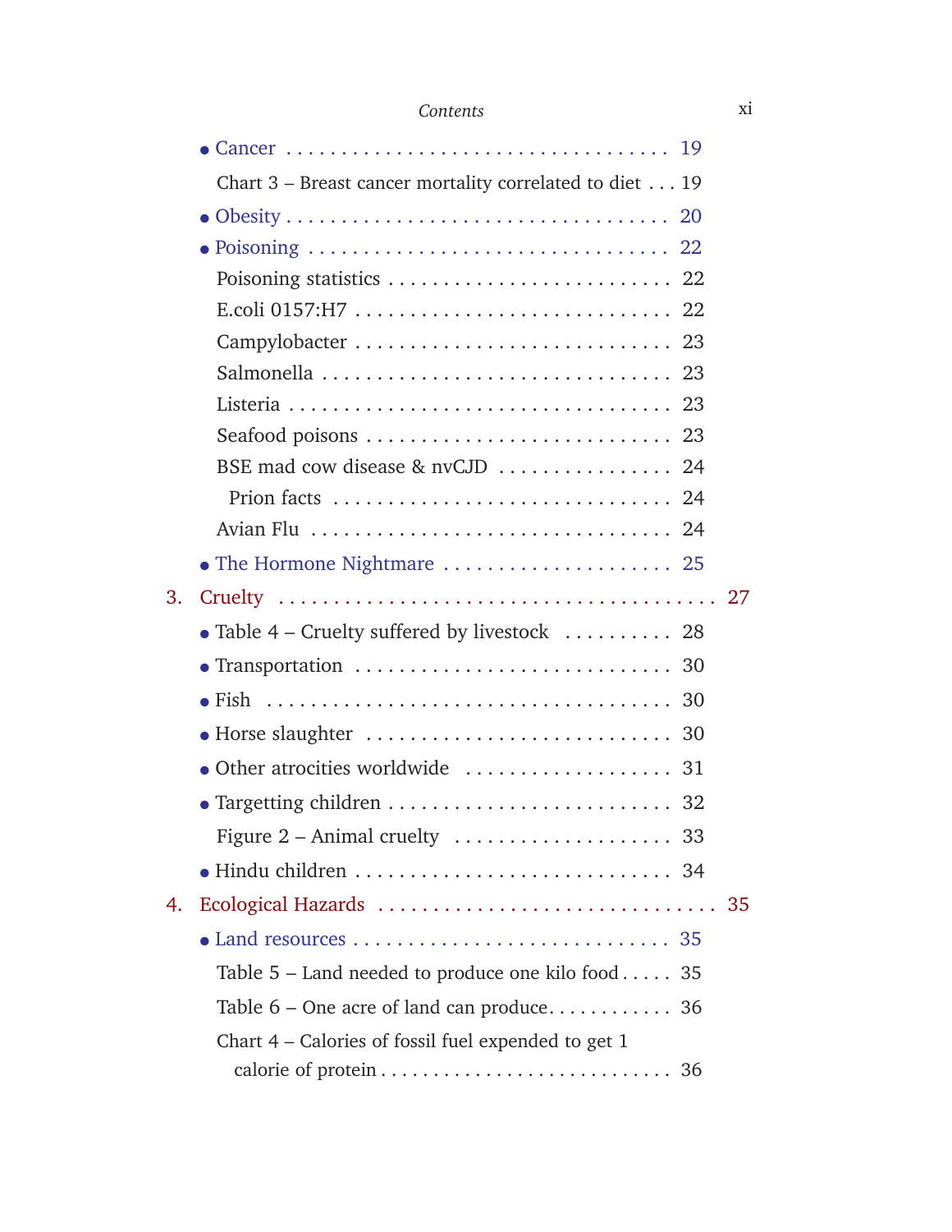- Cancer ........ 19

  Chart 3 – Breast cancer mortality correlated to diet ... 19
- Obesity ........ 20
- Poisoning ........ 22

  Poisoning statistics ........ 22

  E.coli 0157:H7 ........ 22

  Campylobacter ........ 23

  Salmonella ........ 23

  Listeria ........ 23

  Seafood poisons ........ 23

  BSE mad cow disease & nvCJD ........ 24

    Prion facts ........ 24

  Avian Flu ........ 24
- The Hormone Nightmare ........ 25

3. Cruelty ........ 27

- Table 4 – Cruelty suffered by livestock ........ 28
- Transportation ........ 30
- Fish ........ 30
- Horse slaughter ........ 30
- Other atrocities worldwide ........ 31
- Targetting children ........ 32

  Figure 2 – Animal cruelty ........ 33
- Hindu children ........ 34

4. Ecological Hazards ........ 35

- Land resources ........ 35

  Table 5 – Land needed to produce one kilo food ..... 35

  Table 6 – One acre of land can produce ........ 36

  Chart 4 – Calories of fossil fuel expended to get 1 calorie of protein ........ 36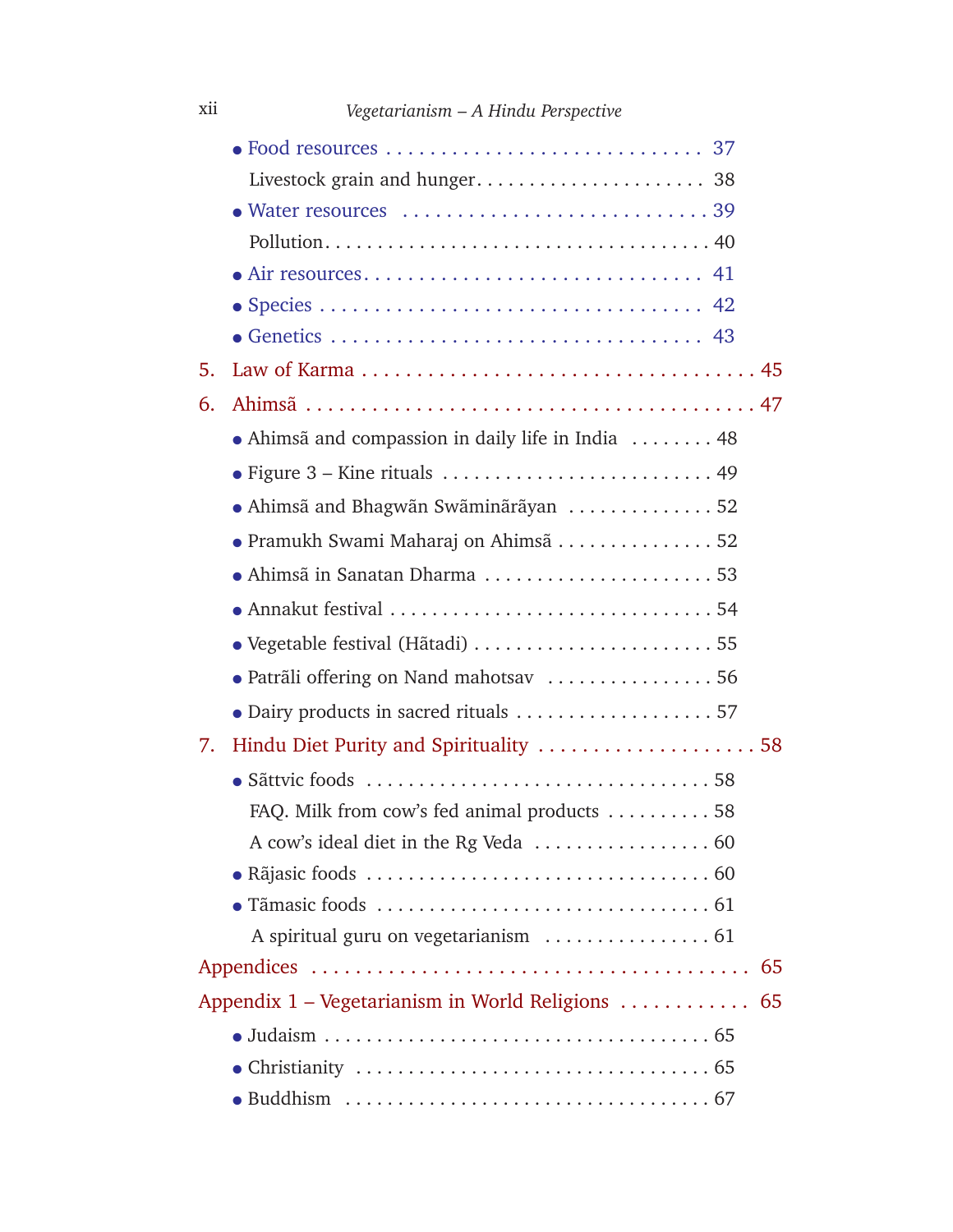- Food resources ............................ 37
  - Livestock grain and hunger ...................... 38
- Water resources ............................ 39
  - Pollution ........................................ 40
- Air resources ............................... 41
- Species ..................................... 42
- Genetics .................................... 43

5. Law of Karma ..................................... 45

6. Ahimsã ........................................... 47

- Ahimsã and compassion in daily life in India ........ 48
- Figure 3 – Kine rituals .......................... 49
- Ahimsã and Bhagwãn Swãminãrãyan .............. 52
- Pramukh Swami Maharaj on Ahimsã ............... 52
- Ahimsã in Sanatan Dharma ....................... 53
- Annakut festival ................................ 54
- Vegetable festival (Hãtadi) ........................ 55
- Patrãli offering on Nand mahotsav ................ 56
- Dairy products in sacred rituals .................... 57

7. Hindu Diet Purity and Spirituality ..................... 58

- Sãttvic foods ................................... 58
  - FAQ. Milk from cow's fed animal products .......... 58
  - A cow's ideal diet in the Rg Veda ................. 60
- Rãjasic foods ................................... 60
- Tãmasic foods .................................. 61
  - A spiritual guru on vegetarianism ................ 61

Appendices .......................................... 65

Appendix 1 – Vegetarianism in World Religions ............ 65

- Judaism ........................................ 65
- Christianity .................................... 65
- Buddhism ...................................... 67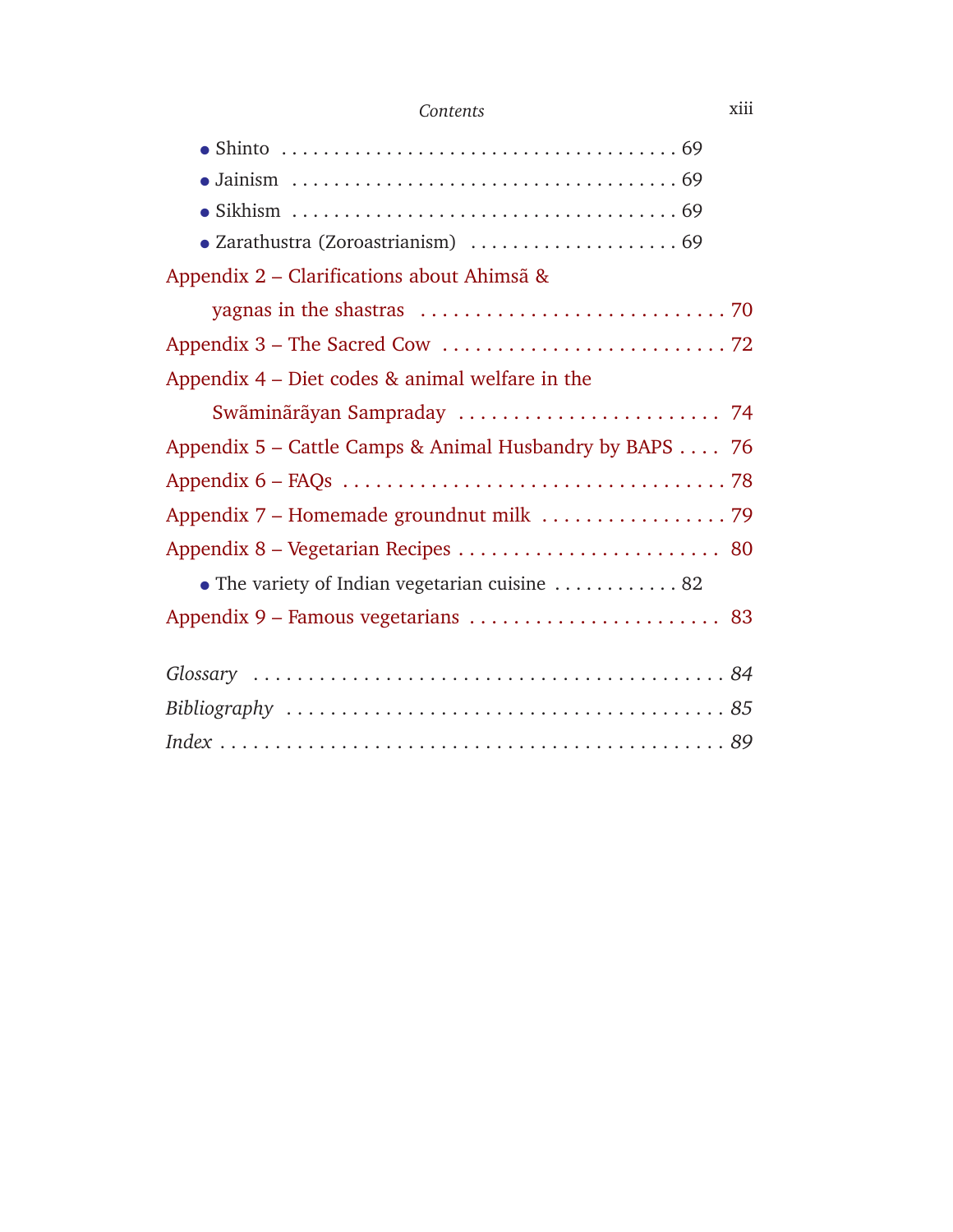- Shinto . . . . . . . . . . . . . . . . . . . . . . . . . . . . . . . . . . . . . 69
- Jainism . . . . . . . . . . . . . . . . . . . . . . . . . . . . . . . . . . . . . 69
- Sikhism . . . . . . . . . . . . . . . . . . . . . . . . . . . . . . . . . . . . . 69
- Zarathustra (Zoroastrianism) . . . . . . . . . . . . . . . . . . . . 69

Appendix 2 – Clarifications about Ahimsã & yagnas in the shastras . . . . . . . . . . . . . . . . . . . . . . . . . . . . 70

Appendix 3 – The Sacred Cow . . . . . . . . . . . . . . . . . . . . . . . . . . 72

Appendix 4 – Diet codes & animal welfare in the Swãminãrãyan Sampraday . . . . . . . . . . . . . . . . . . . . . . . . . 74

Appendix 5 – Cattle Camps & Animal Husbandry by BAPS . . . . 76

Appendix 6 – FAQs . . . . . . . . . . . . . . . . . . . . . . . . . . . . . . . . . . . 78

Appendix 7 – Homemade groundnut milk . . . . . . . . . . . . . . . . . 79

Appendix 8 – Vegetarian Recipes . . . . . . . . . . . . . . . . . . . . . . . . 80

- The variety of Indian vegetarian cuisine . . . . . . . . . . . . 82

Appendix 9 – Famous vegetarians . . . . . . . . . . . . . . . . . . . . . . . 83

*Glossary* . . . . . . . . . . . . . . . . . . . . . . . . . . . . . . . . . . . . . . . . . . *84*

*Bibliography* . . . . . . . . . . . . . . . . . . . . . . . . . . . . . . . . . . . . . . *85*

*Index* . . . . . . . . . . . . . . . . . . . . . . . . . . . . . . . . . . . . . . . . . . . . *89*